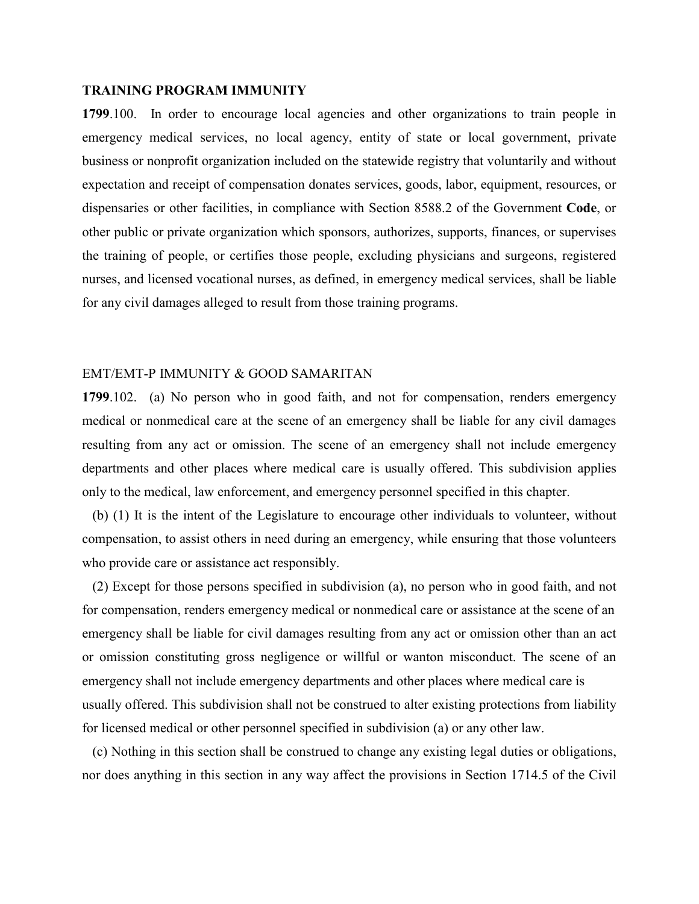**TRAINING PROGRAM IMMUNITY**

**1799**.100. In order to encourage local agencies and other organizations to train people in emergency medical services, no local agency, entity of state or local government, private business or nonprofit organization included on the statewide registry that voluntarily and without expectation and receipt of compensation donates services, goods, labor, equipment, resources, or dispensaries or other facilities, in compliance with Section 8588.2 of the Government **Code**, or other public or private organization which sponsors, authorizes, supports, finances, or supervises the training of people, or certifies those people, excluding physicians and surgeons, registered nurses, and licensed vocational nurses, as defined, in emergency medical services, shall be liable for any civil damages alleged to result from those training programs.

EMT/EMT-P IMMUNITY & GOOD SAMARITAN

**1799**.102. (a) No person who in good faith, and not for compensation, renders emergency medical or nonmedical care at the scene of an emergency shall be liable for any civil damages resulting from any act or omission. The scene of an emergency shall not include emergency departments and other places where medical care is usually offered. This subdivision applies only to the medical, law enforcement, and emergency personnel specified in this chapter.

(b) (1) It is the intent of the Legislature to encourage other individuals to volunteer, without compensation, to assist others in need during an emergency, while ensuring that those volunteers who provide care or assistance act responsibly.

(2) Except for those persons specified in subdivision (a), no person who in good faith, and not for compensation, renders emergency medical or nonmedical care or assistance at the scene of an emergency shall be liable for civil damages resulting from any act or omission other than an act or omission constituting gross negligence or willful or wanton misconduct. The scene of an emergency shall not include emergency departments and other places where medical care is usually offered. This subdivision shall not be construed to alter existing protections from liability for licensed medical or other personnel specified in subdivision (a) or any other law.

(c) Nothing in this section shall be construed to change any existing legal duties or obligations, nor does anything in this section in any way affect the provisions in Section 1714.5 of the Civil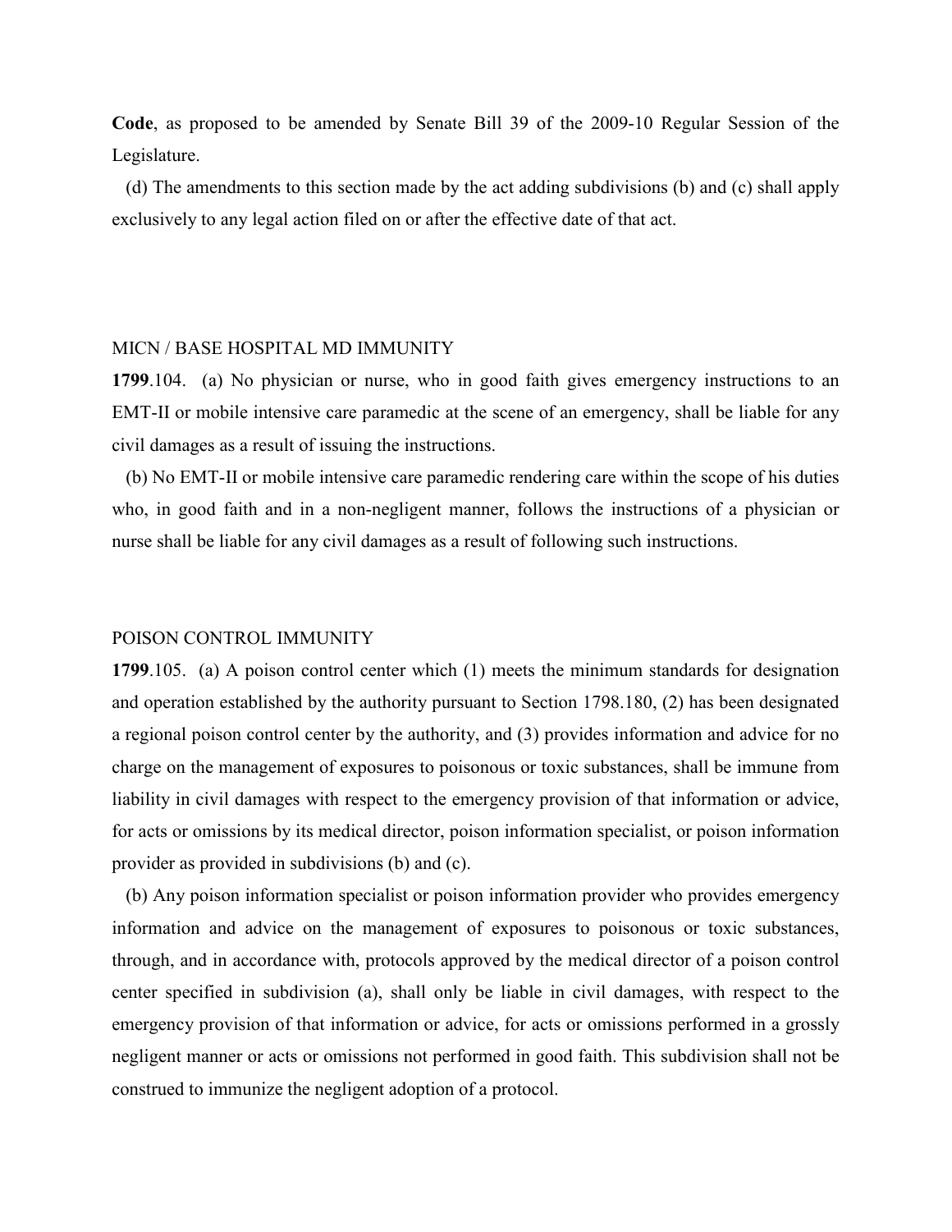**Code**, as proposed to be amended by Senate Bill 39 of the 2009-10 Regular Session of the Legislature.

(d) The amendments to this section made by the act adding subdivisions (b) and (c) shall apply exclusively to any legal action filed on or after the effective date of that act.

MICN / BASE HOSPITAL MD IMMUNITY

**1799**.104. (a) No physician or nurse, who in good faith gives emergency instructions to an EMT-II or mobile intensive care paramedic at the scene of an emergency, shall be liable for any civil damages as a result of issuing the instructions.

(b) No EMT-II or mobile intensive care paramedic rendering care within the scope of his duties who, in good faith and in a non-negligent manner, follows the instructions of a physician or nurse shall be liable for any civil damages as a result of following such instructions.

POISON CONTROL IMMUNITY

**1799**.105. (a) A poison control center which (1) meets the minimum standards for designation and operation established by the authority pursuant to Section 1798.180, (2) has been designated a regional poison control center by the authority, and (3) provides information and advice for no charge on the management of exposures to poisonous or toxic substances, shall be immune from liability in civil damages with respect to the emergency provision of that information or advice, for acts or omissions by its medical director, poison information specialist, or poison information provider as provided in subdivisions (b) and (c).

(b) Any poison information specialist or poison information provider who provides emergency information and advice on the management of exposures to poisonous or toxic substances, through, and in accordance with, protocols approved by the medical director of a poison control center specified in subdivision (a), shall only be liable in civil damages, with respect to the emergency provision of that information or advice, for acts or omissions performed in a grossly negligent manner or acts or omissions not performed in good faith. This subdivision shall not be construed to immunize the negligent adoption of a protocol.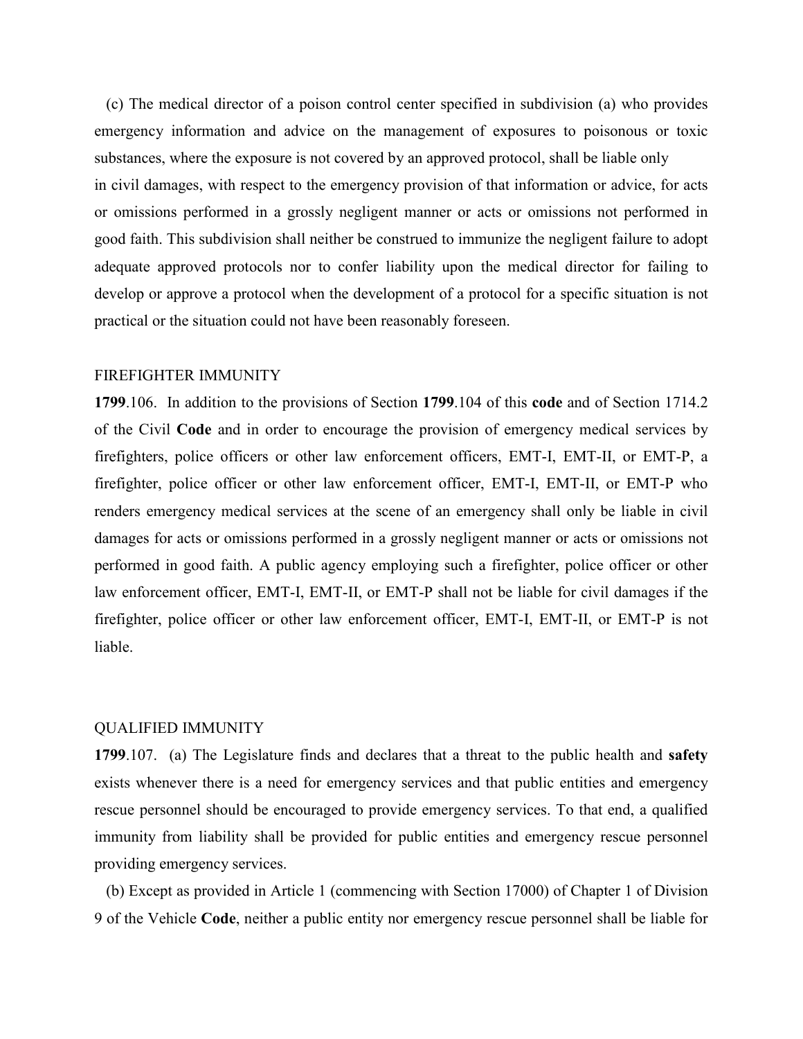(c) The medical director of a poison control center specified in subdivision (a) who provides emergency information and advice on the management of exposures to poisonous or toxic substances, where the exposure is not covered by an approved protocol, shall be liable only in civil damages, with respect to the emergency provision of that information or advice, for acts or omissions performed in a grossly negligent manner or acts or omissions not performed in good faith. This subdivision shall neither be construed to immunize the negligent failure to adopt adequate approved protocols nor to confer liability upon the medical director for failing to develop or approve a protocol when the development of a protocol for a specific situation is not practical or the situation could not have been reasonably foreseen.

FIREFIGHTER IMMUNITY

**1799**.106. In addition to the provisions of Section **1799**.104 of this **code** and of Section 1714.2 of the Civil **Code** and in order to encourage the provision of emergency medical services by firefighters, police officers or other law enforcement officers, EMT-I, EMT-II, or EMT-P, a firefighter, police officer or other law enforcement officer, EMT-I, EMT-II, or EMT-P who renders emergency medical services at the scene of an emergency shall only be liable in civil damages for acts or omissions performed in a grossly negligent manner or acts or omissions not performed in good faith. A public agency employing such a firefighter, police officer or other law enforcement officer, EMT-I, EMT-II, or EMT-P shall not be liable for civil damages if the firefighter, police officer or other law enforcement officer, EMT-I, EMT-II, or EMT-P is not liable.

QUALIFIED IMMUNITY

**1799**.107. (a) The Legislature finds and declares that a threat to the public health and **safety** exists whenever there is a need for emergency services and that public entities and emergency rescue personnel should be encouraged to provide emergency services. To that end, a qualified immunity from liability shall be provided for public entities and emergency rescue personnel providing emergency services.

(b) Except as provided in Article 1 (commencing with Section 17000) of Chapter 1 of Division 9 of the Vehicle **Code**, neither a public entity nor emergency rescue personnel shall be liable for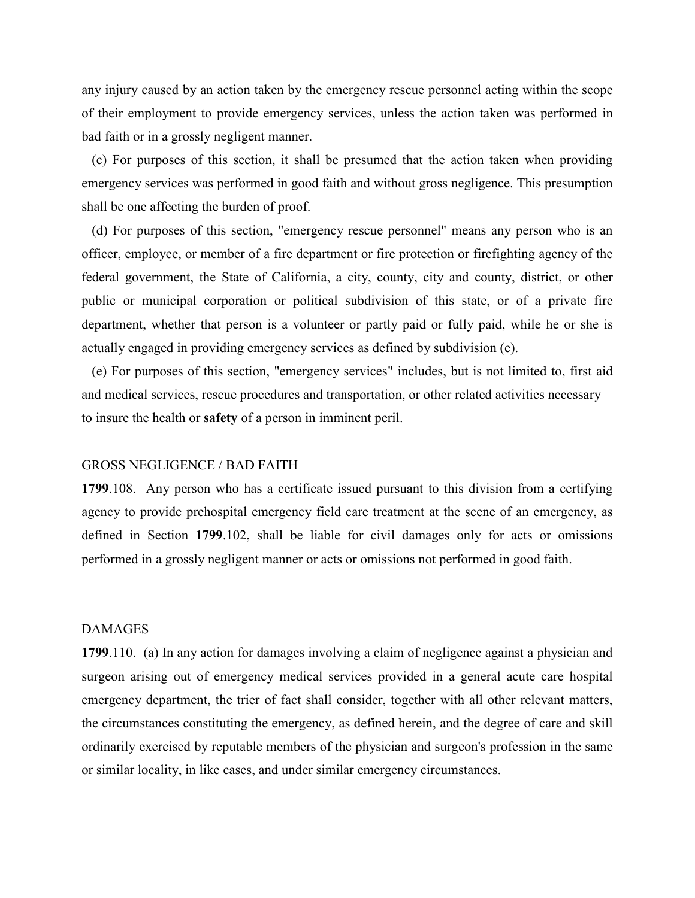any injury caused by an action taken by the emergency rescue personnel acting within the scope of their employment to provide emergency services, unless the action taken was performed in bad faith or in a grossly negligent manner.

(c) For purposes of this section, it shall be presumed that the action taken when providing emergency services was performed in good faith and without gross negligence. This presumption shall be one affecting the burden of proof.

(d) For purposes of this section, "emergency rescue personnel" means any person who is an officer, employee, or member of a fire department or fire protection or firefighting agency of the federal government, the State of California, a city, county, city and county, district, or other public or municipal corporation or political subdivision of this state, or of a private fire department, whether that person is a volunteer or partly paid or fully paid, while he or she is actually engaged in providing emergency services as defined by subdivision (e).

(e) For purposes of this section, "emergency services" includes, but is not limited to, first aid and medical services, rescue procedures and transportation, or other related activities necessary to insure the health or **safety** of a person in imminent peril.

GROSS NEGLIGENCE / BAD FAITH

**1799**.108. Any person who has a certificate issued pursuant to this division from a certifying agency to provide prehospital emergency field care treatment at the scene of an emergency, as defined in Section **1799**.102, shall be liable for civil damages only for acts or omissions performed in a grossly negligent manner or acts or omissions not performed in good faith.

DAMAGES

**1799**.110. (a) In any action for damages involving a claim of negligence against a physician and surgeon arising out of emergency medical services provided in a general acute care hospital emergency department, the trier of fact shall consider, together with all other relevant matters, the circumstances constituting the emergency, as defined herein, and the degree of care and skill ordinarily exercised by reputable members of the physician and surgeon's profession in the same or similar locality, in like cases, and under similar emergency circumstances.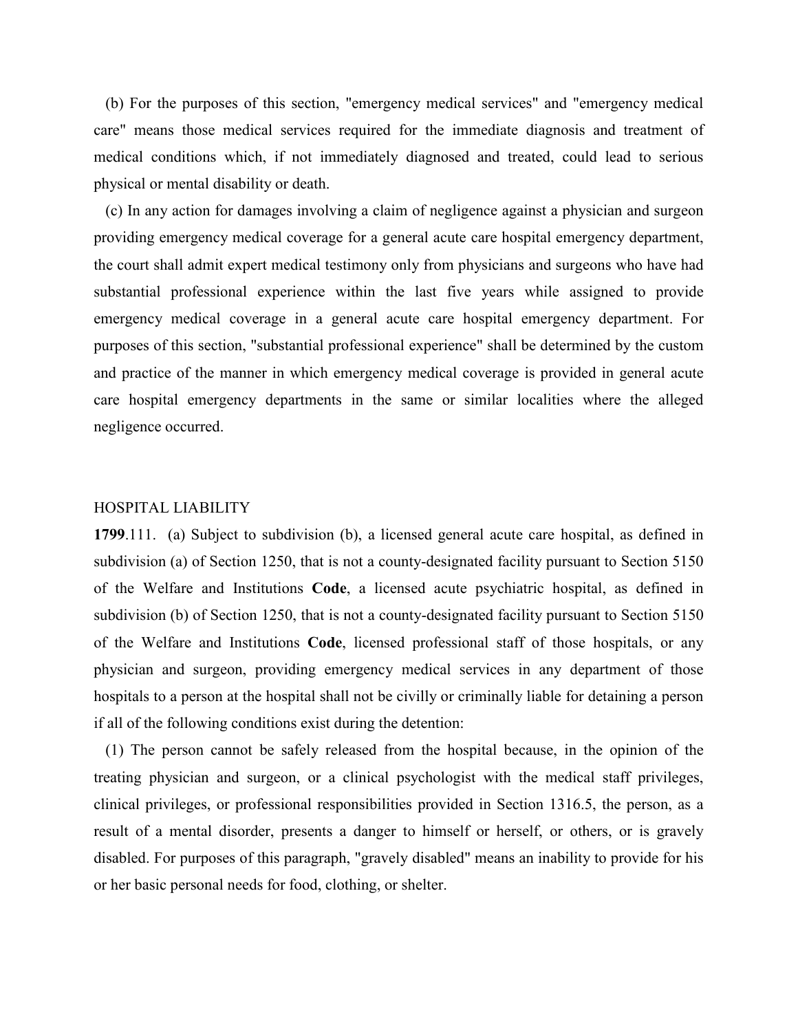(b) For the purposes of this section, "emergency medical services" and "emergency medical care" means those medical services required for the immediate diagnosis and treatment of medical conditions which, if not immediately diagnosed and treated, could lead to serious physical or mental disability or death.

(c) In any action for damages involving a claim of negligence against a physician and surgeon providing emergency medical coverage for a general acute care hospital emergency department, the court shall admit expert medical testimony only from physicians and surgeons who have had substantial professional experience within the last five years while assigned to provide emergency medical coverage in a general acute care hospital emergency department. For purposes of this section, "substantial professional experience" shall be determined by the custom and practice of the manner in which emergency medical coverage is provided in general acute care hospital emergency departments in the same or similar localities where the alleged negligence occurred.

HOSPITAL LIABILITY

**1799**.111. (a) Subject to subdivision (b), a licensed general acute care hospital, as defined in subdivision (a) of Section 1250, that is not a county-designated facility pursuant to Section 5150 of the Welfare and Institutions **Code**, a licensed acute psychiatric hospital, as defined in subdivision (b) of Section 1250, that is not a county-designated facility pursuant to Section 5150 of the Welfare and Institutions **Code**, licensed professional staff of those hospitals, or any physician and surgeon, providing emergency medical services in any department of those hospitals to a person at the hospital shall not be civilly or criminally liable for detaining a person if all of the following conditions exist during the detention:

(1) The person cannot be safely released from the hospital because, in the opinion of the treating physician and surgeon, or a clinical psychologist with the medical staff privileges, clinical privileges, or professional responsibilities provided in Section 1316.5, the person, as a result of a mental disorder, presents a danger to himself or herself, or others, or is gravely disabled. For purposes of this paragraph, "gravely disabled" means an inability to provide for his or her basic personal needs for food, clothing, or shelter.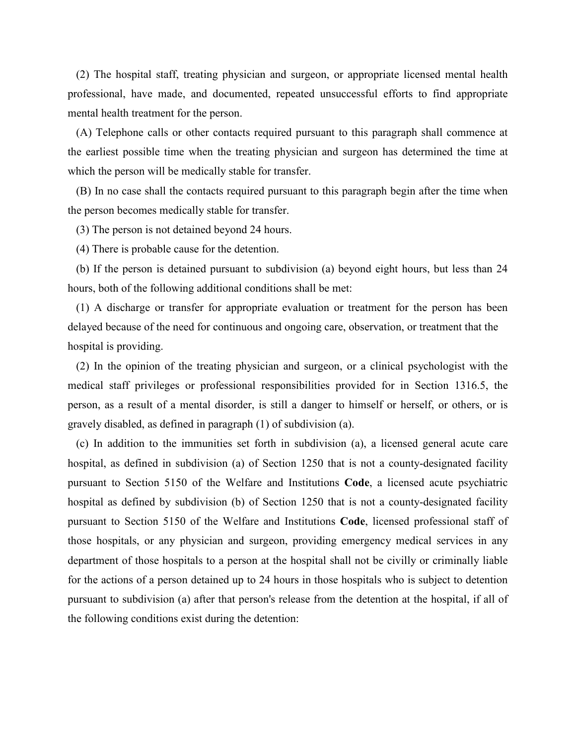(2) The hospital staff, treating physician and surgeon, or appropriate licensed mental health professional, have made, and documented, repeated unsuccessful efforts to find appropriate mental health treatment for the person.

(A) Telephone calls or other contacts required pursuant to this paragraph shall commence at the earliest possible time when the treating physician and surgeon has determined the time at which the person will be medically stable for transfer.

(B) In no case shall the contacts required pursuant to this paragraph begin after the time when the person becomes medically stable for transfer.

(3) The person is not detained beyond 24 hours.

(4) There is probable cause for the detention.

(b) If the person is detained pursuant to subdivision (a) beyond eight hours, but less than 24 hours, both of the following additional conditions shall be met:

(1) A discharge or transfer for appropriate evaluation or treatment for the person has been delayed because of the need for continuous and ongoing care, observation, or treatment that the hospital is providing.

(2) In the opinion of the treating physician and surgeon, or a clinical psychologist with the medical staff privileges or professional responsibilities provided for in Section 1316.5, the person, as a result of a mental disorder, is still a danger to himself or herself, or others, or is gravely disabled, as defined in paragraph (1) of subdivision (a).

(c) In addition to the immunities set forth in subdivision (a), a licensed general acute care hospital, as defined in subdivision (a) of Section 1250 that is not a county-designated facility pursuant to Section 5150 of the Welfare and Institutions **Code**, a licensed acute psychiatric hospital as defined by subdivision (b) of Section 1250 that is not a county-designated facility pursuant to Section 5150 of the Welfare and Institutions **Code**, licensed professional staff of those hospitals, or any physician and surgeon, providing emergency medical services in any department of those hospitals to a person at the hospital shall not be civilly or criminally liable for the actions of a person detained up to 24 hours in those hospitals who is subject to detention pursuant to subdivision (a) after that person's release from the detention at the hospital, if all of the following conditions exist during the detention: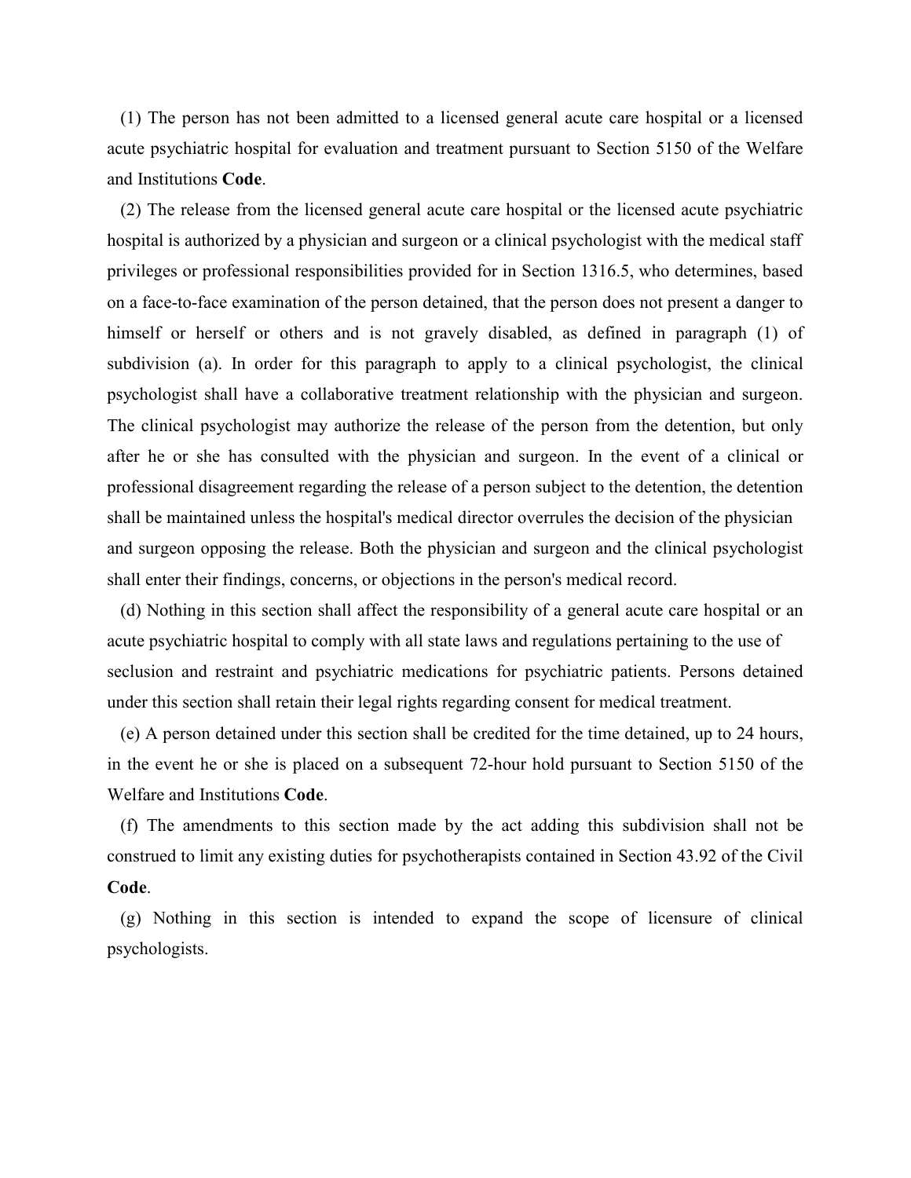(1) The person has not been admitted to a licensed general acute care hospital or a licensed acute psychiatric hospital for evaluation and treatment pursuant to Section 5150 of the Welfare and Institutions **Code**.

(2) The release from the licensed general acute care hospital or the licensed acute psychiatric hospital is authorized by a physician and surgeon or a clinical psychologist with the medical staff privileges or professional responsibilities provided for in Section 1316.5, who determines, based on a face-to-face examination of the person detained, that the person does not present a danger to himself or herself or others and is not gravely disabled, as defined in paragraph (1) of subdivision (a). In order for this paragraph to apply to a clinical psychologist, the clinical psychologist shall have a collaborative treatment relationship with the physician and surgeon. The clinical psychologist may authorize the release of the person from the detention, but only after he or she has consulted with the physician and surgeon. In the event of a clinical or professional disagreement regarding the release of a person subject to the detention, the detention shall be maintained unless the hospital's medical director overrules the decision of the physician and surgeon opposing the release. Both the physician and surgeon and the clinical psychologist shall enter their findings, concerns, or objections in the person's medical record.

(d) Nothing in this section shall affect the responsibility of a general acute care hospital or an acute psychiatric hospital to comply with all state laws and regulations pertaining to the use of seclusion and restraint and psychiatric medications for psychiatric patients. Persons detained under this section shall retain their legal rights regarding consent for medical treatment.

(e) A person detained under this section shall be credited for the time detained, up to 24 hours, in the event he or she is placed on a subsequent 72-hour hold pursuant to Section 5150 of the Welfare and Institutions **Code**.

(f) The amendments to this section made by the act adding this subdivision shall not be construed to limit any existing duties for psychotherapists contained in Section 43.92 of the Civil **Code**.

(g) Nothing in this section is intended to expand the scope of licensure of clinical psychologists.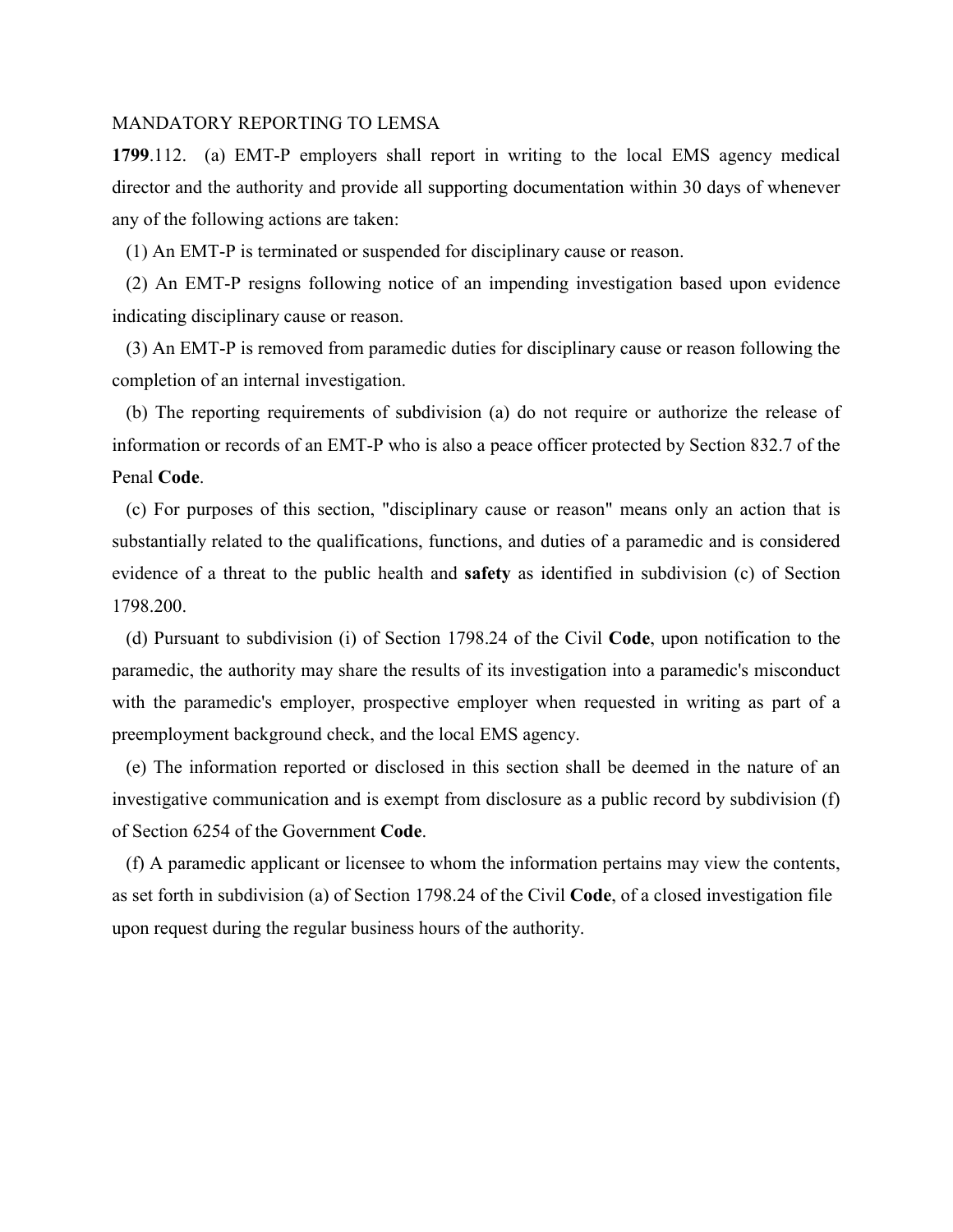MANDATORY REPORTING TO LEMSA

**1799**.112. (a) EMT-P employers shall report in writing to the local EMS agency medical director and the authority and provide all supporting documentation within 30 days of whenever any of the following actions are taken:

(1) An EMT-P is terminated or suspended for disciplinary cause or reason.

(2) An EMT-P resigns following notice of an impending investigation based upon evidence indicating disciplinary cause or reason.

(3) An EMT-P is removed from paramedic duties for disciplinary cause or reason following the completion of an internal investigation.

(b) The reporting requirements of subdivision (a) do not require or authorize the release of information or records of an EMT-P who is also a peace officer protected by Section 832.7 of the Penal **Code**.

(c) For purposes of this section, "disciplinary cause or reason" means only an action that is substantially related to the qualifications, functions, and duties of a paramedic and is considered evidence of a threat to the public health and **safety** as identified in subdivision (c) of Section 1798.200.

(d) Pursuant to subdivision (i) of Section 1798.24 of the Civil **Code**, upon notification to the paramedic, the authority may share the results of its investigation into a paramedic's misconduct with the paramedic's employer, prospective employer when requested in writing as part of a preemployment background check, and the local EMS agency.

(e) The information reported or disclosed in this section shall be deemed in the nature of an investigative communication and is exempt from disclosure as a public record by subdivision (f) of Section 6254 of the Government **Code**.

(f) A paramedic applicant or licensee to whom the information pertains may view the contents, as set forth in subdivision (a) of Section 1798.24 of the Civil **Code**, of a closed investigation file upon request during the regular business hours of the authority.